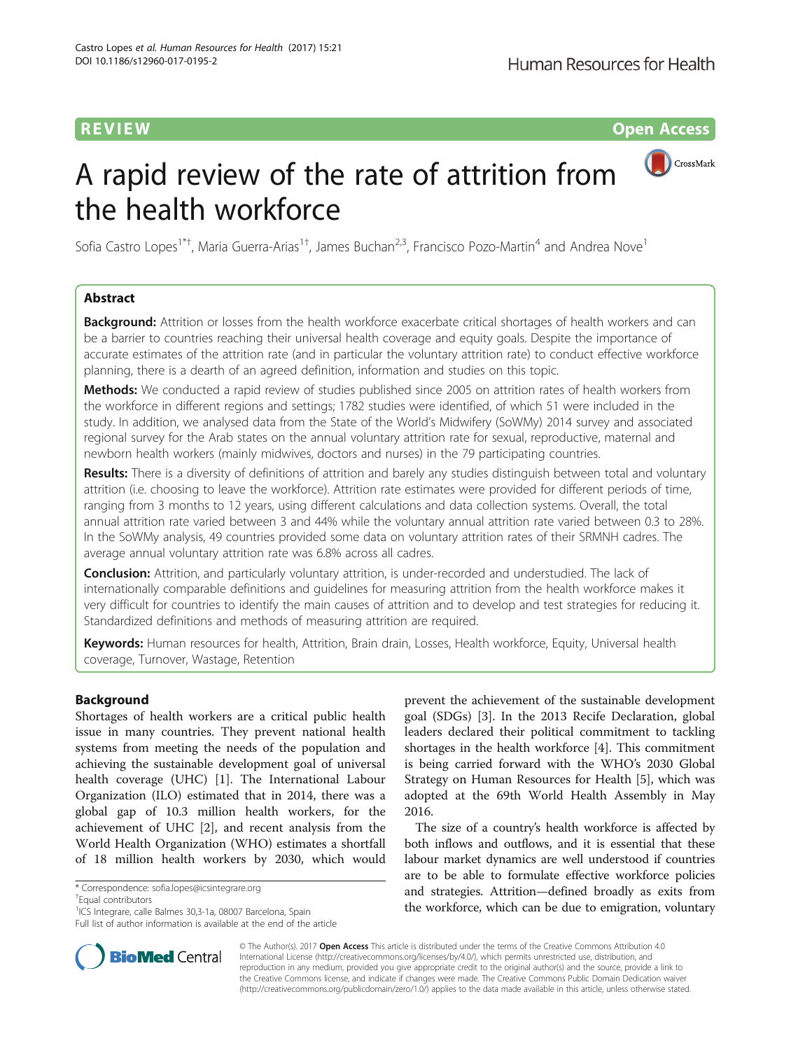REVIEW Open Access

# A rapid review of the rate of attrition from the health workforce

Sofia Castro Lopes[1*†], Maria Guerra-Arias[1†], James Buchan[2,3], Francisco Pozo-Martin[4] and Andrea Nove[1]

## Abstract

**Background:** Attrition or losses from the health workforce exacerbate critical shortages of health workers and can be a barrier to countries reaching their universal health coverage and equity goals. Despite the importance of accurate estimates of the attrition rate (and in particular the voluntary attrition rate) to conduct effective workforce planning, there is a dearth of an agreed definition, information and studies on this topic.

**Methods:** We conducted a rapid review of studies published since 2005 on attrition rates of health workers from the workforce in different regions and settings; 1782 studies were identified, of which 51 were included in the study. In addition, we analysed data from the State of the World's Midwifery (SoWMy) 2014 survey and associated regional survey for the Arab states on the annual voluntary attrition rate for sexual, reproductive, maternal and newborn health workers (mainly midwives, doctors and nurses) in the 79 participating countries.

**Results:** There is a diversity of definitions of attrition and barely any studies distinguish between total and voluntary attrition (i.e. choosing to leave the workforce). Attrition rate estimates were provided for different periods of time, ranging from 3 months to 12 years, using different calculations and data collection systems. Overall, the total annual attrition rate varied between 3 and 44% while the voluntary annual attrition rate varied between 0.3 to 28%. In the SoWMy analysis, 49 countries provided some data on voluntary attrition rates of their SRMNH cadres. The average annual voluntary attrition rate was 6.8% across all cadres.

**Conclusion:** Attrition, and particularly voluntary attrition, is under-recorded and understudied. The lack of internationally comparable definitions and guidelines for measuring attrition from the health workforce makes it very difficult for countries to identify the main causes of attrition and to develop and test strategies for reducing it. Standardized definitions and methods of measuring attrition are required.

**Keywords:** Human resources for health, Attrition, Brain drain, Losses, Health workforce, Equity, Universal health coverage, Turnover, Wastage, Retention

## Background

Shortages of health workers are a critical public health issue in many countries. They prevent national health systems from meeting the needs of the population and achieving the sustainable development goal of universal health coverage (UHC) [1]. The International Labour Organization (ILO) estimated that in 2014, there was a global gap of 10.3 million health workers, for the achievement of UHC [2], and recent analysis from the World Health Organization (WHO) estimates a shortfall of 18 million health workers by 2030, which would prevent the achievement of the sustainable development goal (SDGs) [3]. In the 2013 Recife Declaration, global leaders declared their political commitment to tackling shortages in the health workforce [4]. This commitment is being carried forward with the WHO's 2030 Global Strategy on Human Resources for Health [5], which was adopted at the 69th World Health Assembly in May 2016.

The size of a country's health workforce is affected by both inflows and outflows, and it is essential that these labour market dynamics are well understood if countries are to be able to formulate effective workforce policies and strategies. Attrition—defined broadly as exits from the workforce, which can be due to emigration, voluntary

\* Correspondence: sofia.lopes@icsintegrare.org
†Equal contributors
[1]ICS Integrare, calle Balmes 30,3-1a, 08007 Barcelona, Spain
Full list of author information is available at the end of the article

© The Author(s). 2017 **Open Access** This article is distributed under the terms of the Creative Commons Attribution 4.0 International License (http://creativecommons.org/licenses/by/4.0/), which permits unrestricted use, distribution, and reproduction in any medium, provided you give appropriate credit to the original author(s) and the source, provide a link to the Creative Commons license, and indicate if changes were made. The Creative Commons Public Domain Dedication waiver (http://creativecommons.org/publicdomain/zero/1.0/) applies to the data made available in this article, unless otherwise stated.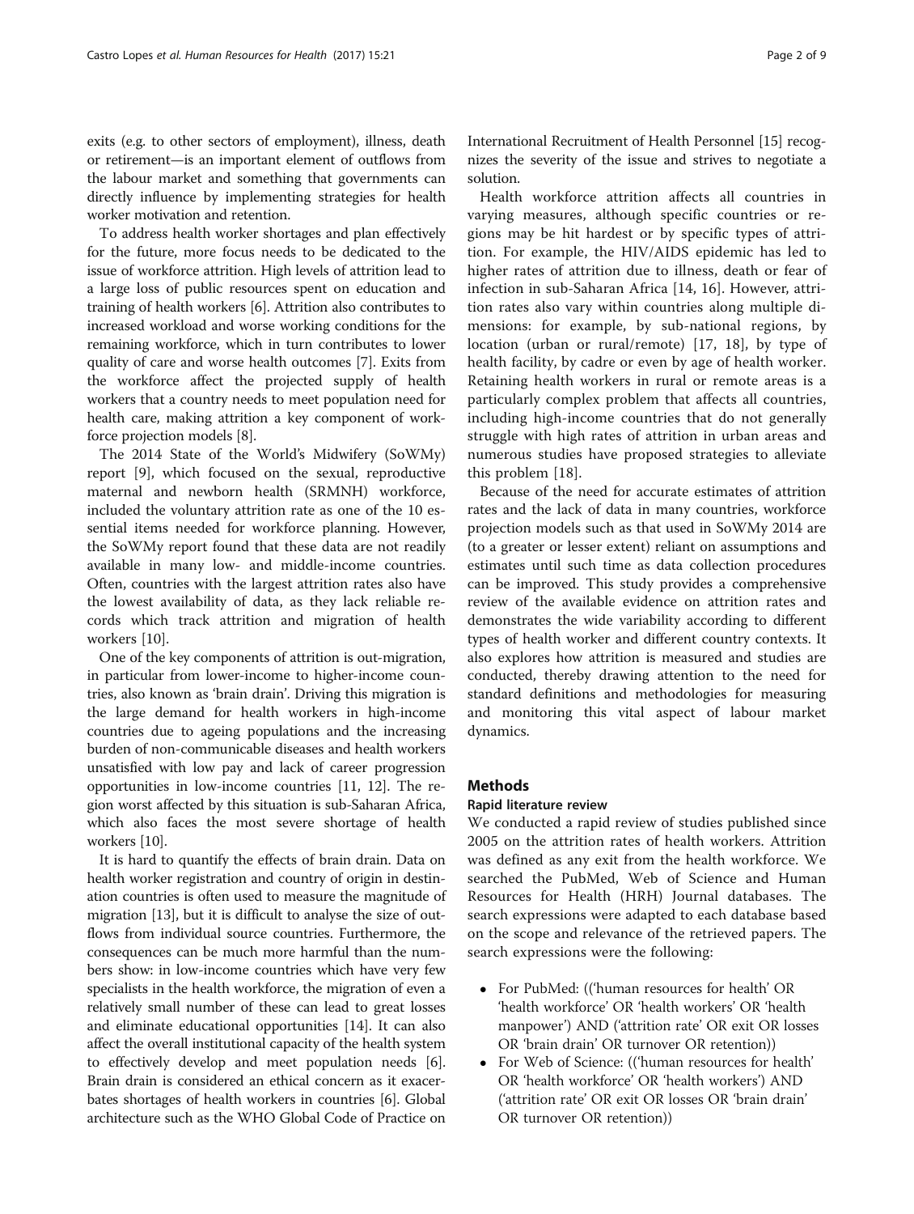exits (e.g. to other sectors of employment), illness, death or retirement—is an important element of outflows from the labour market and something that governments can directly influence by implementing strategies for health worker motivation and retention.

To address health worker shortages and plan effectively for the future, more focus needs to be dedicated to the issue of workforce attrition. High levels of attrition lead to a large loss of public resources spent on education and training of health workers [6]. Attrition also contributes to increased workload and worse working conditions for the remaining workforce, which in turn contributes to lower quality of care and worse health outcomes [7]. Exits from the workforce affect the projected supply of health workers that a country needs to meet population need for health care, making attrition a key component of workforce projection models [8].

The 2014 State of the World's Midwifery (SoWMy) report [9], which focused on the sexual, reproductive maternal and newborn health (SRMNH) workforce, included the voluntary attrition rate as one of the 10 essential items needed for workforce planning. However, the SoWMy report found that these data are not readily available in many low- and middle-income countries. Often, countries with the largest attrition rates also have the lowest availability of data, as they lack reliable records which track attrition and migration of health workers [10].

One of the key components of attrition is out-migration, in particular from lower-income to higher-income countries, also known as 'brain drain'. Driving this migration is the large demand for health workers in high-income countries due to ageing populations and the increasing burden of non-communicable diseases and health workers unsatisfied with low pay and lack of career progression opportunities in low-income countries [11, 12]. The region worst affected by this situation is sub-Saharan Africa, which also faces the most severe shortage of health workers [10].

It is hard to quantify the effects of brain drain. Data on health worker registration and country of origin in destination countries is often used to measure the magnitude of migration [13], but it is difficult to analyse the size of outflows from individual source countries. Furthermore, the consequences can be much more harmful than the numbers show: in low-income countries which have very few specialists in the health workforce, the migration of even a relatively small number of these can lead to great losses and eliminate educational opportunities [14]. It can also affect the overall institutional capacity of the health system to effectively develop and meet population needs [6]. Brain drain is considered an ethical concern as it exacerbates shortages of health workers in countries [6]. Global architecture such as the WHO Global Code of Practice on International Recruitment of Health Personnel [15] recognizes the severity of the issue and strives to negotiate a solution.

Health workforce attrition affects all countries in varying measures, although specific countries or regions may be hit hardest or by specific types of attrition. For example, the HIV/AIDS epidemic has led to higher rates of attrition due to illness, death or fear of infection in sub-Saharan Africa [14, 16]. However, attrition rates also vary within countries along multiple dimensions: for example, by sub-national regions, by location (urban or rural/remote) [17, 18], by type of health facility, by cadre or even by age of health worker. Retaining health workers in rural or remote areas is a particularly complex problem that affects all countries, including high-income countries that do not generally struggle with high rates of attrition in urban areas and numerous studies have proposed strategies to alleviate this problem [18].

Because of the need for accurate estimates of attrition rates and the lack of data in many countries, workforce projection models such as that used in SoWMy 2014 are (to a greater or lesser extent) reliant on assumptions and estimates until such time as data collection procedures can be improved. This study provides a comprehensive review of the available evidence on attrition rates and demonstrates the wide variability according to different types of health worker and different country contexts. It also explores how attrition is measured and studies are conducted, thereby drawing attention to the need for standard definitions and methodologies for measuring and monitoring this vital aspect of labour market dynamics.

## Methods

### Rapid literature review

We conducted a rapid review of studies published since 2005 on the attrition rates of health workers. Attrition was defined as any exit from the health workforce. We searched the PubMed, Web of Science and Human Resources for Health (HRH) Journal databases. The search expressions were adapted to each database based on the scope and relevance of the retrieved papers. The search expressions were the following:

- For PubMed: (('human resources for health' OR 'health workforce' OR 'health workers' OR 'health manpower') AND ('attrition rate' OR exit OR losses OR 'brain drain' OR turnover OR retention))
- For Web of Science: (('human resources for health' OR 'health workforce' OR 'health workers') AND ('attrition rate' OR exit OR losses OR 'brain drain' OR turnover OR retention))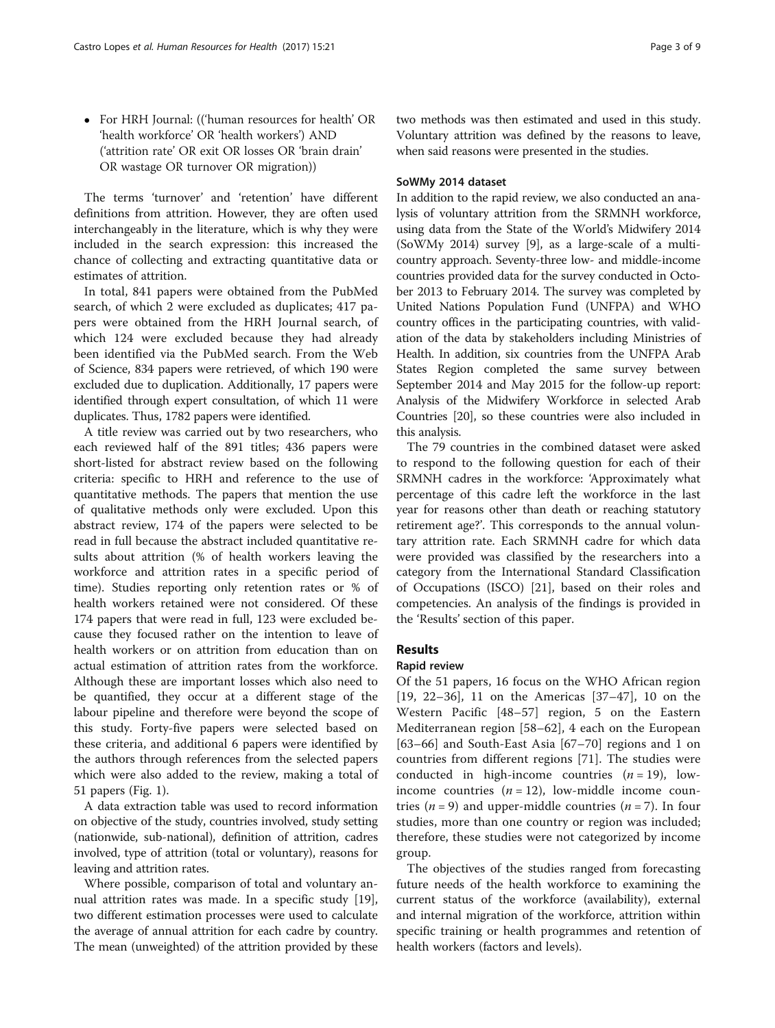- For HRH Journal: (('human resources for health' OR 'health workforce' OR 'health workers') AND ('attrition rate' OR exit OR losses OR 'brain drain' OR wastage OR turnover OR migration))

The terms 'turnover' and 'retention' have different definitions from attrition. However, they are often used interchangeably in the literature, which is why they were included in the search expression: this increased the chance of collecting and extracting quantitative data or estimates of attrition.

In total, 841 papers were obtained from the PubMed search, of which 2 were excluded as duplicates; 417 papers were obtained from the HRH Journal search, of which 124 were excluded because they had already been identified via the PubMed search. From the Web of Science, 834 papers were retrieved, of which 190 were excluded due to duplication. Additionally, 17 papers were identified through expert consultation, of which 11 were duplicates. Thus, 1782 papers were identified.

A title review was carried out by two researchers, who each reviewed half of the 891 titles; 436 papers were short-listed for abstract review based on the following criteria: specific to HRH and reference to the use of quantitative methods. The papers that mention the use of qualitative methods only were excluded. Upon this abstract review, 174 of the papers were selected to be read in full because the abstract included quantitative results about attrition (% of health workers leaving the workforce and attrition rates in a specific period of time). Studies reporting only retention rates or % of health workers retained were not considered. Of these 174 papers that were read in full, 123 were excluded because they focused rather on the intention to leave of health workers or on attrition from education than on actual estimation of attrition rates from the workforce. Although these are important losses which also need to be quantified, they occur at a different stage of the labour pipeline and therefore were beyond the scope of this study. Forty-five papers were selected based on these criteria, and additional 6 papers were identified by the authors through references from the selected papers which were also added to the review, making a total of 51 papers (Fig. 1).

A data extraction table was used to record information on objective of the study, countries involved, study setting (nationwide, sub-national), definition of attrition, cadres involved, type of attrition (total or voluntary), reasons for leaving and attrition rates.

Where possible, comparison of total and voluntary annual attrition rates was made. In a specific study [19], two different estimation processes were used to calculate the average of annual attrition for each cadre by country. The mean (unweighted) of the attrition provided by these two methods was then estimated and used in this study. Voluntary attrition was defined by the reasons to leave, when said reasons were presented in the studies.

### SoWMy 2014 dataset

In addition to the rapid review, we also conducted an analysis of voluntary attrition from the SRMNH workforce, using data from the State of the World's Midwifery 2014 (SoWMy 2014) survey [9], as a large-scale of a multi-country approach. Seventy-three low- and middle-income countries provided data for the survey conducted in October 2013 to February 2014. The survey was completed by United Nations Population Fund (UNFPA) and WHO country offices in the participating countries, with validation of the data by stakeholders including Ministries of Health. In addition, six countries from the UNFPA Arab States Region completed the same survey between September 2014 and May 2015 for the follow-up report: Analysis of the Midwifery Workforce in selected Arab Countries [20], so these countries were also included in this analysis.

The 79 countries in the combined dataset were asked to respond to the following question for each of their SRMNH cadres in the workforce: 'Approximately what percentage of this cadre left the workforce in the last year for reasons other than death or reaching statutory retirement age?'. This corresponds to the annual voluntary attrition rate. Each SRMNH cadre for which data were provided was classified by the researchers into a category from the International Standard Classification of Occupations (ISCO) [21], based on their roles and competencies. An analysis of the findings is provided in the 'Results' section of this paper.

## Results

### Rapid review

Of the 51 papers, 16 focus on the WHO African region [19, 22–36], 11 on the Americas [37–47], 10 on the Western Pacific [48–57] region, 5 on the Eastern Mediterranean region [58–62], 4 each on the European [63–66] and South-East Asia [67–70] regions and 1 on countries from different regions [71]. The studies were conducted in high-income countries ($n = 19$), low-income countries ($n = 12$), low-middle income countries ($n = 9$) and upper-middle countries ($n = 7$). In four studies, more than one country or region was included; therefore, these studies were not categorized by income group.

The objectives of the studies ranged from forecasting future needs of the health workforce to examining the current status of the workforce (availability), external and internal migration of the workforce, attrition within specific training or health programmes and retention of health workers (factors and levels).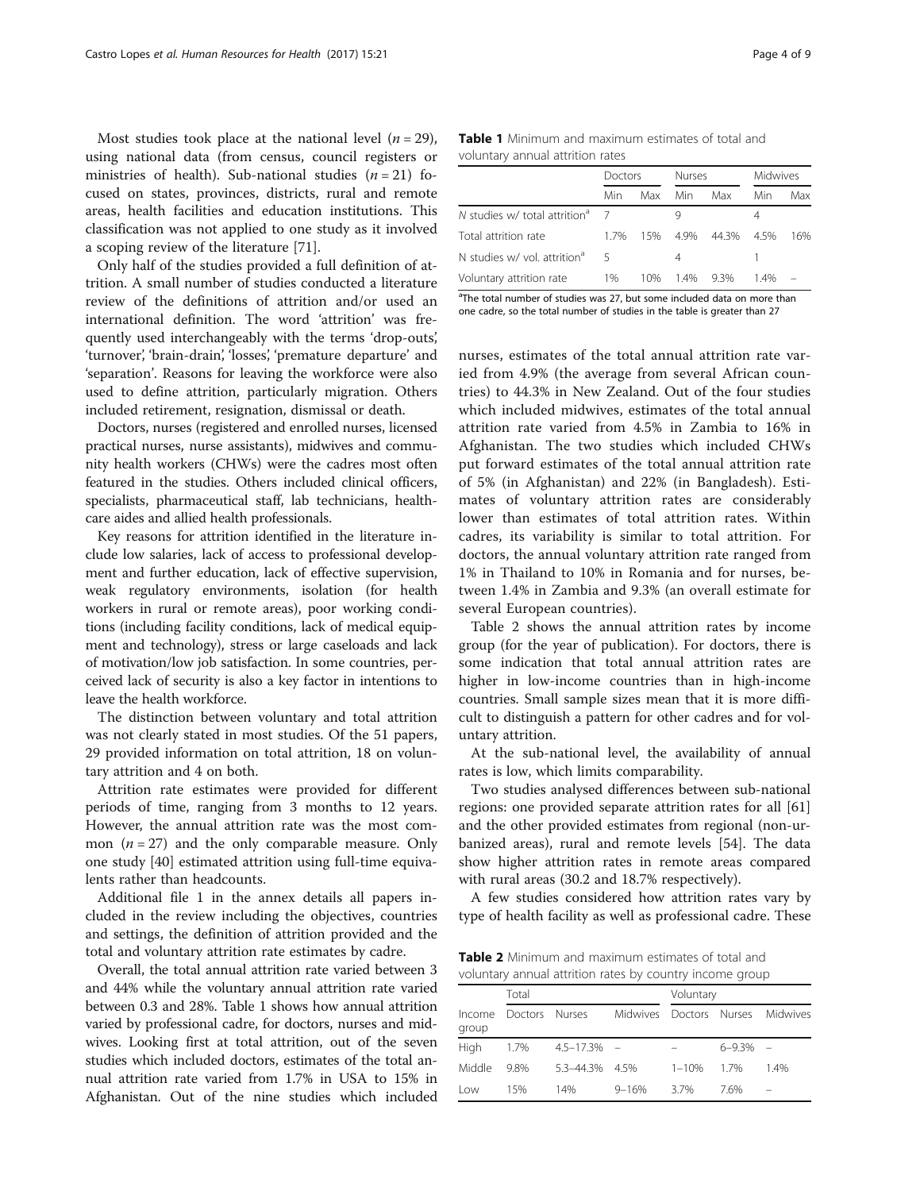Most studies took place at the national level ($n = 29$), using national data (from census, council registers or ministries of health). Sub-national studies ($n = 21$) focused on states, provinces, districts, rural and remote areas, health facilities and education institutions. This classification was not applied to one study as it involved a scoping review of the literature [71].

Only half of the studies provided a full definition of attrition. A small number of studies conducted a literature review of the definitions of attrition and/or used an international definition. The word 'attrition' was frequently used interchangeably with the terms 'drop-outs', 'turnover', 'brain-drain', 'losses', 'premature departure' and 'separation'. Reasons for leaving the workforce were also used to define attrition, particularly migration. Others included retirement, resignation, dismissal or death.

Doctors, nurses (registered and enrolled nurses, licensed practical nurses, nurse assistants), midwives and community health workers (CHWs) were the cadres most often featured in the studies. Others included clinical officers, specialists, pharmaceutical staff, lab technicians, healthcare aides and allied health professionals.

Key reasons for attrition identified in the literature include low salaries, lack of access to professional development and further education, lack of effective supervision, weak regulatory environments, isolation (for health workers in rural or remote areas), poor working conditions (including facility conditions, lack of medical equipment and technology), stress or large caseloads and lack of motivation/low job satisfaction. In some countries, perceived lack of security is also a key factor in intentions to leave the health workforce.

The distinction between voluntary and total attrition was not clearly stated in most studies. Of the 51 papers, 29 provided information on total attrition, 18 on voluntary attrition and 4 on both.

Attrition rate estimates were provided for different periods of time, ranging from 3 months to 12 years. However, the annual attrition rate was the most common ($n = 27$) and the only comparable measure. Only one study [40] estimated attrition using full-time equivalents rather than headcounts.

Additional file 1 in the annex details all papers included in the review including the objectives, countries and settings, the definition of attrition provided and the total and voluntary attrition rate estimates by cadre.

Overall, the total annual attrition rate varied between 3 and 44% while the voluntary annual attrition rate varied between 0.3 and 28%. Table 1 shows how annual attrition varied by professional cadre, for doctors, nurses and midwives. Looking first at total attrition, out of the seven studies which included doctors, estimates of the total annual attrition rate varied from 1.7% in USA to 15% in Afghanistan. Out of the nine studies which included nurses, estimates of the total annual attrition rate varied from 4.9% (the average from several African countries) to 44.3% in New Zealand. Out of the four studies which included midwives, estimates of the total annual attrition rate varied from 4.5% in Zambia to 16% in Afghanistan. The two studies which included CHWs put forward estimates of the total annual attrition rate of 5% (in Afghanistan) and 22% (in Bangladesh). Estimates of voluntary attrition rates are considerably lower than estimates of total attrition rates. Within cadres, its variability is similar to total attrition. For doctors, the annual voluntary attrition rate ranged from 1% in Thailand to 10% in Romania and for nurses, between 1.4% in Zambia and 9.3% (an overall estimate for several European countries).

**Table 1** Minimum and maximum estimates of total and voluntary annual attrition rates

| | Doctors | | Nurses | | Midwives | |
|---|---|---|---|---|---|---|
| | Min | Max | Min | Max | Min | Max |
| *N* studies w/ total attrition[a] | 7 | | 9 | | 4 | |
| Total attrition rate | 1.7% | 15% | 4.9% | 44.3% | 4.5% | 16% |
| N studies w/ vol. attrition[a] | 5 | | 4 | | 1 | |
| Voluntary attrition rate | 1% | 10% | 1.4% | 9.3% | 1.4% | – |

[a]The total number of studies was 27, but some included data on more than one cadre, so the total number of studies in the table is greater than 27

Table 2 shows the annual attrition rates by income group (for the year of publication). For doctors, there is some indication that total annual attrition rates are higher in low-income countries than in high-income countries. Small sample sizes mean that it is more difficult to distinguish a pattern for other cadres and for voluntary attrition.

At the sub-national level, the availability of annual rates is low, which limits comparability.

Two studies analysed differences between sub-national regions: one provided separate attrition rates for all [61] and the other provided estimates from regional (non-urbanized areas), rural and remote levels [54]. The data show higher attrition rates in remote areas compared with rural areas (30.2 and 18.7% respectively).

A few studies considered how attrition rates vary by type of health facility as well as professional cadre. These

**Table 2** Minimum and maximum estimates of total and voluntary annual attrition rates by country income group

| | Total | | | Voluntary | | |
|---|---|---|---|---|---|---|
| Income group | Doctors | Nurses | Midwives | Doctors | Nurses | Midwives |
| High | 1.7% | 4.5–17.3% | – | – | 6–9.3% | – |
| Middle | 9.8% | 5.3–44.3% | 4.5% | 1–10% | 1.7% | 1.4% |
| Low | 15% | 14% | 9–16% | 3.7% | 7.6% | – |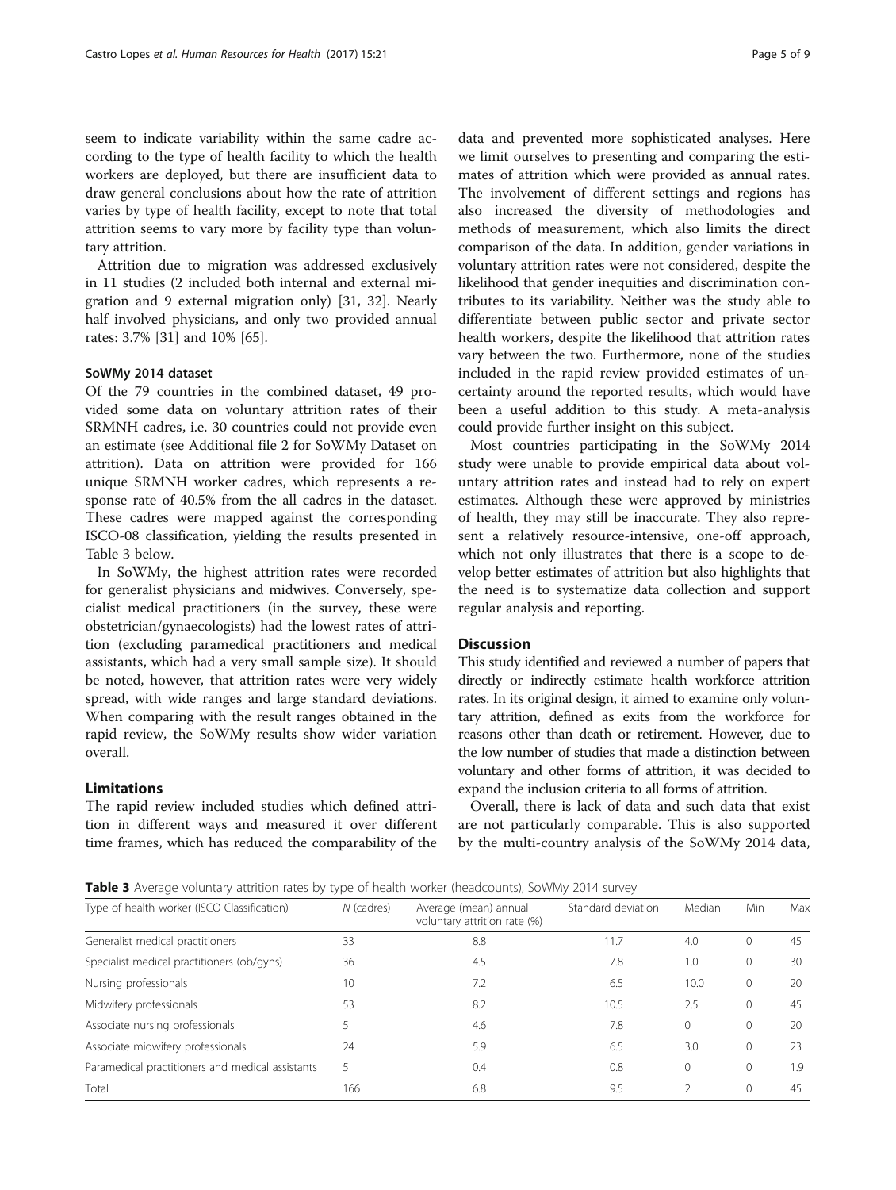seem to indicate variability within the same cadre according to the type of health facility to which the health workers are deployed, but there are insufficient data to draw general conclusions about how the rate of attrition varies by type of health facility, except to note that total attrition seems to vary more by facility type than voluntary attrition.

Attrition due to migration was addressed exclusively in 11 studies (2 included both internal and external migration and 9 external migration only) [31, 32]. Nearly half involved physicians, and only two provided annual rates: 3.7% [31] and 10% [65].

### SoWMy 2014 dataset

Of the 79 countries in the combined dataset, 49 provided some data on voluntary attrition rates of their SRMNH cadres, i.e. 30 countries could not provide even an estimate (see Additional file 2 for SoWMy Dataset on attrition). Data on attrition were provided for 166 unique SRMNH worker cadres, which represents a response rate of 40.5% from the all cadres in the dataset. These cadres were mapped against the corresponding ISCO-08 classification, yielding the results presented in Table 3 below.

In SoWMy, the highest attrition rates were recorded for generalist physicians and midwives. Conversely, specialist medical practitioners (in the survey, these were obstetrician/gynaecologists) had the lowest rates of attrition (excluding paramedical practitioners and medical assistants, which had a very small sample size). It should be noted, however, that attrition rates were very widely spread, with wide ranges and large standard deviations. When comparing with the result ranges obtained in the rapid review, the SoWMy results show wider variation overall.

## Limitations

The rapid review included studies which defined attrition in different ways and measured it over different time frames, which has reduced the comparability of the data and prevented more sophisticated analyses. Here we limit ourselves to presenting and comparing the estimates of attrition which were provided as annual rates. The involvement of different settings and regions has also increased the diversity of methodologies and methods of measurement, which also limits the direct comparison of the data. In addition, gender variations in voluntary attrition rates were not considered, despite the likelihood that gender inequities and discrimination contributes to its variability. Neither was the study able to differentiate between public sector and private sector health workers, despite the likelihood that attrition rates vary between the two. Furthermore, none of the studies included in the rapid review provided estimates of uncertainty around the reported results, which would have been a useful addition to this study. A meta-analysis could provide further insight on this subject.

Most countries participating in the SoWMy 2014 study were unable to provide empirical data about voluntary attrition rates and instead had to rely on expert estimates. Although these were approved by ministries of health, they may still be inaccurate. They also represent a relatively resource-intensive, one-off approach, which not only illustrates that there is a scope to develop better estimates of attrition but also highlights that the need is to systematize data collection and support regular analysis and reporting.

## Discussion

This study identified and reviewed a number of papers that directly or indirectly estimate health workforce attrition rates. In its original design, it aimed to examine only voluntary attrition, defined as exits from the workforce for reasons other than death or retirement. However, due to the low number of studies that made a distinction between voluntary and other forms of attrition, it was decided to expand the inclusion criteria to all forms of attrition.

Overall, there is lack of data and such data that exist are not particularly comparable. This is also supported by the multi-country analysis of the SoWMy 2014 data,

**Table 3** Average voluntary attrition rates by type of health worker (headcounts), SoWMy 2014 survey

| Type of health worker (ISCO Classification) | *N* (cadres) | Average (mean) annual voluntary attrition rate (%) | Standard deviation | Median | Min | Max |
|---|---|---|---|---|---|---|
| Generalist medical practitioners | 33 | 8.8 | 11.7 | 4.0 | 0 | 45 |
| Specialist medical practitioners (ob/gyns) | 36 | 4.5 | 7.8 | 1.0 | 0 | 30 |
| Nursing professionals | 10 | 7.2 | 6.5 | 10.0 | 0 | 20 |
| Midwifery professionals | 53 | 8.2 | 10.5 | 2.5 | 0 | 45 |
| Associate nursing professionals | 5 | 4.6 | 7.8 | 0 | 0 | 20 |
| Associate midwifery professionals | 24 | 5.9 | 6.5 | 3.0 | 0 | 23 |
| Paramedical practitioners and medical assistants | 5 | 0.4 | 0.8 | 0 | 0 | 1.9 |
| Total | 166 | 6.8 | 9.5 | 2 | 0 | 45 |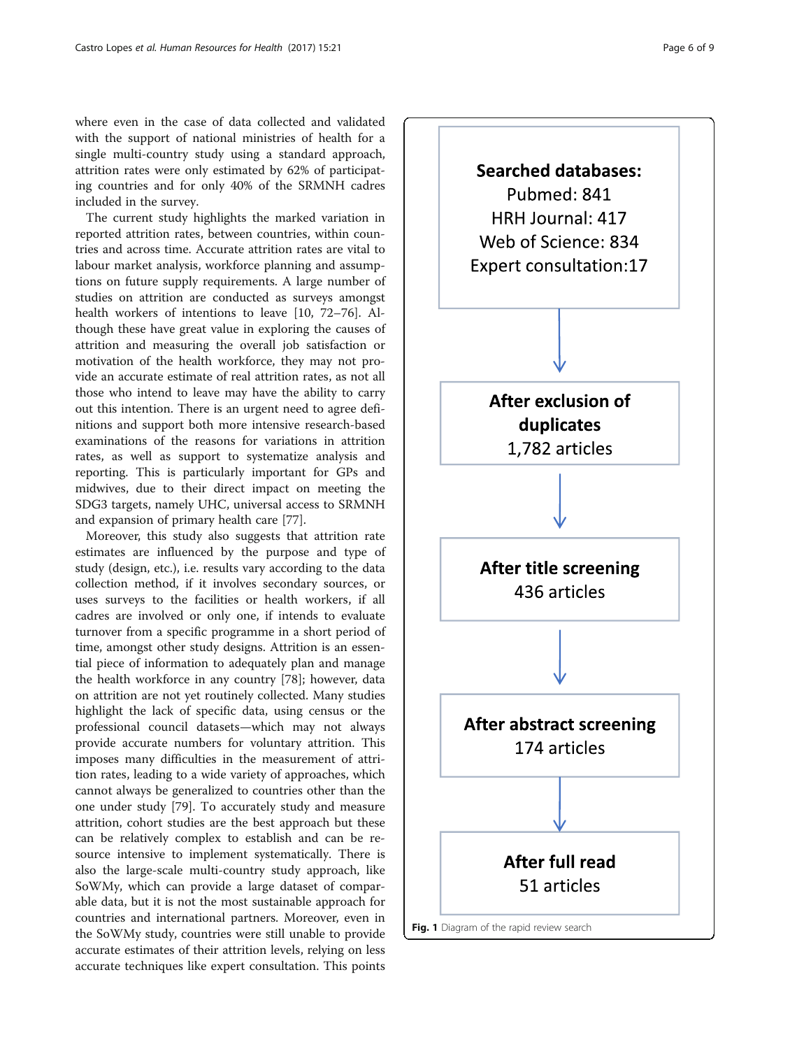where even in the case of data collected and validated with the support of national ministries of health for a single multi-country study using a standard approach, attrition rates were only estimated by 62% of participating countries and for only 40% of the SRMNH cadres included in the survey.

The current study highlights the marked variation in reported attrition rates, between countries, within countries and across time. Accurate attrition rates are vital to labour market analysis, workforce planning and assumptions on future supply requirements. A large number of studies on attrition are conducted as surveys amongst health workers of intentions to leave [10, 72–76]. Although these have great value in exploring the causes of attrition and measuring the overall job satisfaction or motivation of the health workforce, they may not provide an accurate estimate of real attrition rates, as not all those who intend to leave may have the ability to carry out this intention. There is an urgent need to agree definitions and support both more intensive research-based examinations of the reasons for variations in attrition rates, as well as support to systematize analysis and reporting. This is particularly important for GPs and midwives, due to their direct impact on meeting the SDG3 targets, namely UHC, universal access to SRMNH and expansion of primary health care [77].

Moreover, this study also suggests that attrition rate estimates are influenced by the purpose and type of study (design, etc.), i.e. results vary according to the data collection method, if it involves secondary sources, or uses surveys to the facilities or health workers, if all cadres are involved or only one, if intends to evaluate turnover from a specific programme in a short period of time, amongst other study designs. Attrition is an essential piece of information to adequately plan and manage the health workforce in any country [78]; however, data on attrition are not yet routinely collected. Many studies highlight the lack of specific data, using census or the professional council datasets—which may not always provide accurate numbers for voluntary attrition. This imposes many difficulties in the measurement of attrition rates, leading to a wide variety of approaches, which cannot always be generalized to countries other than the one under study [79]. To accurately study and measure attrition, cohort studies are the best approach but these can be relatively complex to establish and can be resource intensive to implement systematically. There is also the large-scale multi-country study approach, like SoWMy, which can provide a large dataset of comparable data, but it is not the most sustainable approach for countries and international partners. Moreover, even in the SoWMy study, countries were still unable to provide accurate estimates of their attrition levels, relying on less accurate techniques like expert consultation. This points

**Searched databases:**
Pubmed: 841
HRH Journal: 417
Web of Science: 834
Expert consultation: 17

↓

**After exclusion of duplicates**
1,782 articles

↓

**After title screening**
436 articles

↓

**After abstract screening**
174 articles

↓

**After full read**
51 articles

**Fig. 1** Diagram of the rapid review search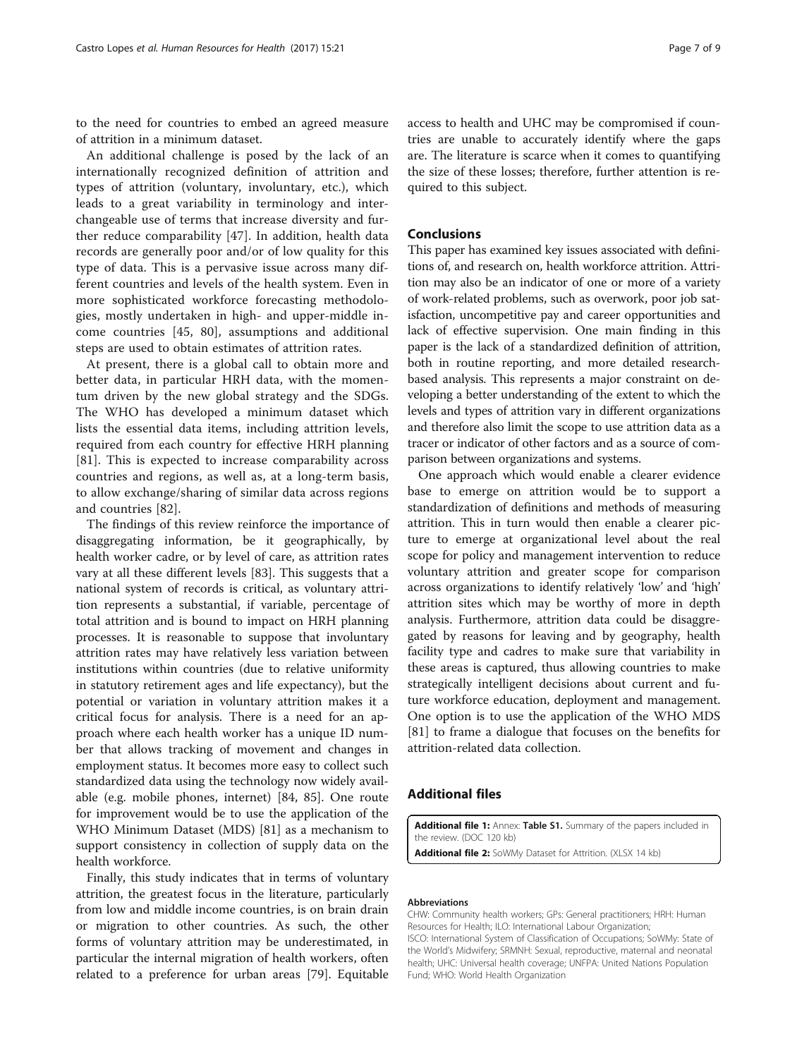to the need for countries to embed an agreed measure of attrition in a minimum dataset.

An additional challenge is posed by the lack of an internationally recognized definition of attrition and types of attrition (voluntary, involuntary, etc.), which leads to a great variability in terminology and interchangeable use of terms that increase diversity and further reduce comparability [47]. In addition, health data records are generally poor and/or of low quality for this type of data. This is a pervasive issue across many different countries and levels of the health system. Even in more sophisticated workforce forecasting methodologies, mostly undertaken in high- and upper-middle income countries [45, 80], assumptions and additional steps are used to obtain estimates of attrition rates.

At present, there is a global call to obtain more and better data, in particular HRH data, with the momentum driven by the new global strategy and the SDGs. The WHO has developed a minimum dataset which lists the essential data items, including attrition levels, required from each country for effective HRH planning [81]. This is expected to increase comparability across countries and regions, as well as, at a long-term basis, to allow exchange/sharing of similar data across regions and countries [82].

The findings of this review reinforce the importance of disaggregating information, be it geographically, by health worker cadre, or by level of care, as attrition rates vary at all these different levels [83]. This suggests that a national system of records is critical, as voluntary attrition represents a substantial, if variable, percentage of total attrition and is bound to impact on HRH planning processes. It is reasonable to suppose that involuntary attrition rates may have relatively less variation between institutions within countries (due to relative uniformity in statutory retirement ages and life expectancy), but the potential or variation in voluntary attrition makes it a critical focus for analysis. There is a need for an approach where each health worker has a unique ID number that allows tracking of movement and changes in employment status. It becomes more easy to collect such standardized data using the technology now widely available (e.g. mobile phones, internet) [84, 85]. One route for improvement would be to use the application of the WHO Minimum Dataset (MDS) [81] as a mechanism to support consistency in collection of supply data on the health workforce.

Finally, this study indicates that in terms of voluntary attrition, the greatest focus in the literature, particularly from low and middle income countries, is on brain drain or migration to other countries. As such, the other forms of voluntary attrition may be underestimated, in particular the internal migration of health workers, often related to a preference for urban areas [79]. Equitable access to health and UHC may be compromised if countries are unable to accurately identify where the gaps are. The literature is scarce when it comes to quantifying the size of these losses; therefore, further attention is required to this subject.

## Conclusions

This paper has examined key issues associated with definitions of, and research on, health workforce attrition. Attrition may also be an indicator of one or more of a variety of work-related problems, such as overwork, poor job satisfaction, uncompetitive pay and career opportunities and lack of effective supervision. One main finding in this paper is the lack of a standardized definition of attrition, both in routine reporting, and more detailed research-based analysis. This represents a major constraint on developing a better understanding of the extent to which the levels and types of attrition vary in different organizations and therefore also limit the scope to use attrition data as a tracer or indicator of other factors and as a source of comparison between organizations and systems.

One approach which would enable a clearer evidence base to emerge on attrition would be to support a standardization of definitions and methods of measuring attrition. This in turn would then enable a clearer picture to emerge at organizational level about the real scope for policy and management intervention to reduce voluntary attrition and greater scope for comparison across organizations to identify relatively 'low' and 'high' attrition sites which may be worthy of more in depth analysis. Furthermore, attrition data could be disaggregated by reasons for leaving and by geography, health facility type and cadres to make sure that variability in these areas is captured, thus allowing countries to make strategically intelligent decisions about current and future workforce education, deployment and management. One option is to use the application of the WHO MDS [81] to frame a dialogue that focuses on the benefits for attrition-related data collection.

## Additional files

**Additional file 1:** Annex: **Table S1.** Summary of the papers included in the review. (DOC 120 kb)

**Additional file 2:** SoWMy Dataset for Attrition. (XLSX 14 kb)

#### Abbreviations

CHW: Community health workers; GPs: General practitioners; HRH: Human Resources for Health; ILO: International Labour Organization; ISCO: International System of Classification of Occupations; SoWMy: State of the World's Midwifery; SRMNH: Sexual, reproductive, maternal and neonatal health; UHC: Universal health coverage; UNFPA: United Nations Population Fund; WHO: World Health Organization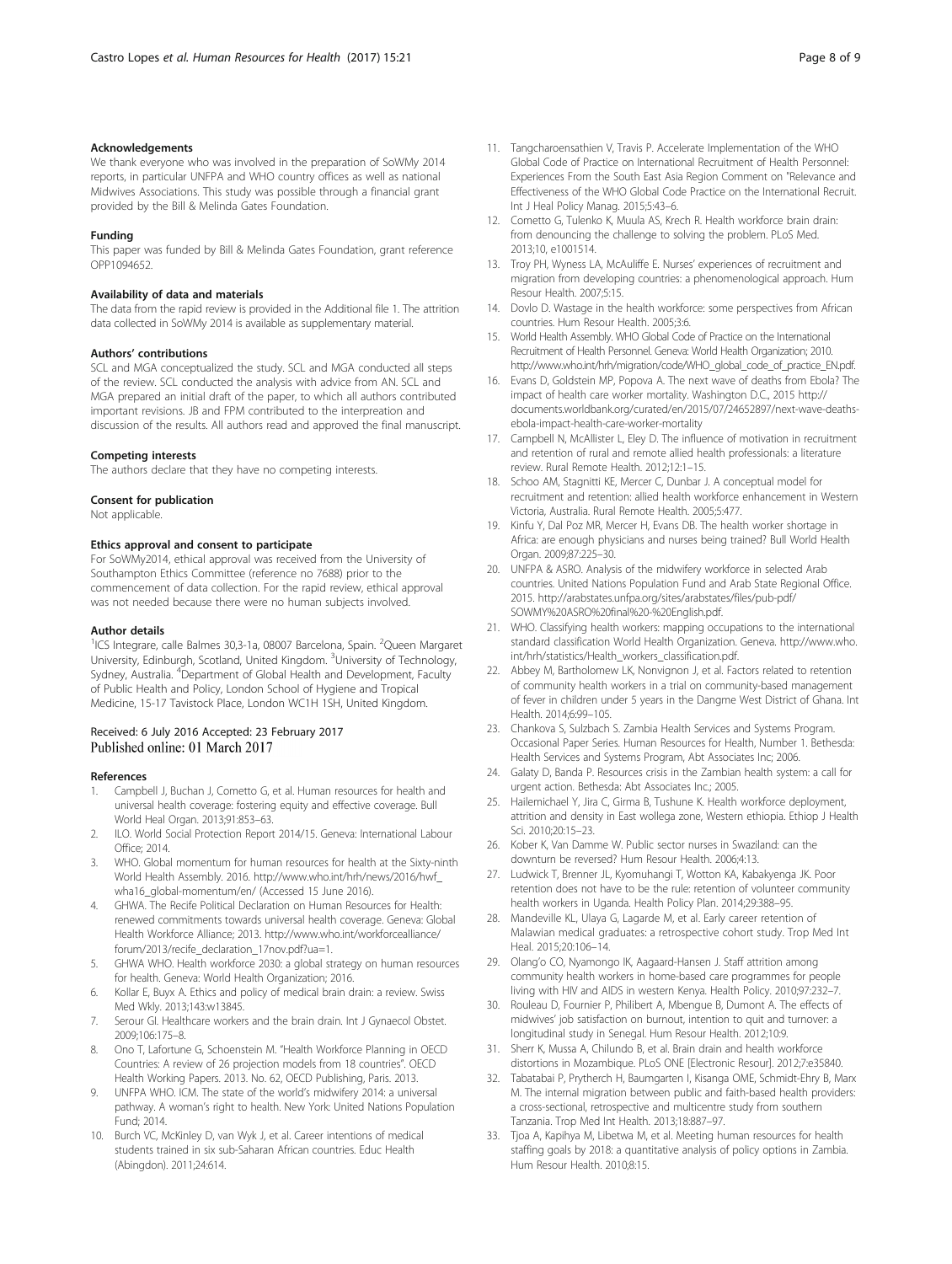#### Acknowledgements

We thank everyone who was involved in the preparation of SoWMy 2014 reports, in particular UNFPA and WHO country offices as well as national Midwives Associations. This study was possible through a financial grant provided by the Bill & Melinda Gates Foundation.

#### Funding

This paper was funded by Bill & Melinda Gates Foundation, grant reference OPP1094652.

#### Availability of data and materials

The data from the rapid review is provided in the Additional file 1. The attrition data collected in SoWMy 2014 is available as supplementary material.

#### Authors' contributions

SCL and MGA conceptualized the study. SCL and MGA conducted all steps of the review. SCL conducted the analysis with advice from AN. SCL and MGA prepared an initial draft of the paper, to which all authors contributed important revisions. JB and FPM contributed to the interpreation and discussion of the results. All authors read and approved the final manuscript.

#### Competing interests

The authors declare that they have no competing interests.

#### Consent for publication

Not applicable.

#### Ethics approval and consent to participate

For SoWMy2014, ethical approval was received from the University of Southampton Ethics Committee (reference no 7688) prior to the commencement of data collection. For the rapid review, ethical approval was not needed because there were no human subjects involved.

#### Author details

[1]ICS Integrare, calle Balmes 30,3-1a, 08007 Barcelona, Spain. [2]Queen Margaret University, Edinburgh, Scotland, United Kingdom. [3]University of Technology, Sydney, Australia. [4]Department of Global Health and Development, Faculty of Public Health and Policy, London School of Hygiene and Tropical Medicine, 15-17 Tavistock Place, London WC1H 1SH, United Kingdom.

Received: 6 July 2016 Accepted: 23 February 2017
Published online: 01 March 2017

#### References

1. Campbell J, Buchan J, Cometto G, et al. Human resources for health and universal health coverage: fostering equity and effective coverage. Bull World Heal Organ. 2013;91:853–63.
2. ILO. World Social Protection Report 2014/15. Geneva: International Labour Office; 2014.
3. WHO. Global momentum for human resources for health at the Sixty-ninth World Health Assembly. 2016. http://www.who.int/hrh/news/2016/hwf_wha16_global-momentum/en/ (Accessed 15 June 2016).
4. GHWA. The Recife Political Declaration on Human Resources for Health: renewed commitments towards universal health coverage. Geneva: Global Health Workforce Alliance; 2013. http://www.who.int/workforcealliance/forum/2013/recife_declaration_17nov.pdf?ua=1.
5. GHWA WHO. Health workforce 2030: a global strategy on human resources for health. Geneva: World Health Organization; 2016.
6. Kollar E, Buyx A. Ethics and policy of medical brain drain: a review. Swiss Med Wkly. 2013;143:w13845.
7. Serour GI. Healthcare workers and the brain drain. Int J Gynaecol Obstet. 2009;106:175–8.
8. Ono T, Lafortune G, Schoenstein M. "Health Workforce Planning in OECD Countries: A review of 26 projection models from 18 countries". OECD Health Working Papers. 2013. No. 62, OECD Publishing, Paris. 2013.
9. UNFPA WHO. ICM. The state of the world's midwifery 2014: a universal pathway. A woman's right to health. New York: United Nations Population Fund; 2014.
10. Burch VC, McKinley D, van Wyk J, et al. Career intentions of medical students trained in six sub-Saharan African countries. Educ Health (Abingdon). 2011;24:614.
11. Tangcharoensathien V, Travis P. Accelerate Implementation of the WHO Global Code of Practice on International Recruitment of Health Personnel: Experiences From the South East Asia Region Comment on "Relevance and Effectiveness of the WHO Global Code Practice on the International Recruit. Int J Heal Policy Manag. 2015;5:43–6.
12. Cometto G, Tulenko K, Muula AS, Krech R. Health workforce brain drain: from denouncing the challenge to solving the problem. PLoS Med. 2013;10, e1001514.
13. Troy PH, Wyness LA, McAuliffe E. Nurses' experiences of recruitment and migration from developing countries: a phenomenological approach. Hum Resour Health. 2007;5:15.
14. Dovlo D. Wastage in the health workforce: some perspectives from African countries. Hum Resour Health. 2005;3:6.
15. World Health Assembly. WHO Global Code of Practice on the International Recruitment of Health Personnel. Geneva: World Health Organization; 2010. http://www.who.int/hrh/migration/code/WHO_global_code_of_practice_EN.pdf.
16. Evans D, Goldstein MP, Popova A. The next wave of deaths from Ebola? The impact of health care worker mortality. Washington D.C., 2015 http://documents.worldbank.org/curated/en/2015/07/24652897/next-wave-deaths-ebola-impact-health-care-worker-mortality
17. Campbell N, McAllister L, Eley D. The influence of motivation in recruitment and retention of rural and remote allied health professionals: a literature review. Rural Remote Health. 2012;12:1–15.
18. Schoo AM, Stagnitti KE, Mercer C, Dunbar J. A conceptual model for recruitment and retention: allied health workforce enhancement in Western Victoria, Australia. Rural Remote Health. 2005;5:477.
19. Kinfu Y, Dal Poz MR, Mercer H, Evans DB. The health worker shortage in Africa: are enough physicians and nurses being trained? Bull World Health Organ. 2009;87:225–30.
20. UNFPA & ASRO. Analysis of the midwifery workforce in selected Arab countries. United Nations Population Fund and Arab State Regional Office. 2015. http://arabstates.unfpa.org/sites/arabstates/files/pub-pdf/SOWMY%20ASRO%20final%20-%20English.pdf.
21. WHO. Classifying health workers: mapping occupations to the international standard classification World Health Organization. Geneva. http://www.who.int/hrh/statistics/Health_workers_classification.pdf.
22. Abbey M, Bartholomew LK, Nonvignon J, et al. Factors related to retention of community health workers in a trial on community-based management of fever in children under 5 years in the Dangme West District of Ghana. Int Health. 2014;6:99–105.
23. Chankova S, Sulzbach S. Zambia Health Services and Systems Program. Occasional Paper Series. Human Resources for Health, Number 1. Bethesda: Health Services and Systems Program, Abt Associates Inc; 2006.
24. Galaty D, Banda P. Resources crisis in the Zambian health system: a call for urgent action. Bethesda: Abt Associates Inc.; 2005.
25. Hailemichael Y, Jira C, Girma B, Tushune K. Health workforce deployment, attrition and density in East wollega zone, Western ethiopia. Ethiop J Health Sci. 2010;20:15–23.
26. Kober K, Van Damme W. Public sector nurses in Swaziland: can the downturn be reversed? Hum Resour Health. 2006;4:13.
27. Ludwick T, Brenner JL, Kyomuhangi T, Wotton KA, Kabakyenga JK. Poor retention does not have to be the rule: retention of volunteer community health workers in Uganda. Health Policy Plan. 2014;29:388–95.
28. Mandeville KL, Ulaya G, Lagarde M, et al. Early career retention of Malawian medical graduates: a retrospective cohort study. Trop Med Int Heal. 2015;20:106–14.
29. Olang'o CO, Nyamongo IK, Aagaard-Hansen J. Staff attrition among community health workers in home-based care programmes for people living with HIV and AIDS in western Kenya. Health Policy. 2010;97:232–7.
30. Rouleau D, Fournier P, Philibert A, Mbengue B, Dumont A. The effects of midwives' job satisfaction on burnout, intention to quit and turnover: a longitudinal study in Senegal. Hum Resour Health. 2012;10:9.
31. Sherr K, Mussa A, Chilundo B, et al. Brain drain and health workforce distortions in Mozambique. PLoS ONE [Electronic Resour]. 2012;7:e35840.
32. Tabatabai P, Prytherch H, Baumgarten I, Kisanga OME, Schmidt-Ehry B, Marx M. The internal migration between public and faith-based health providers: a cross-sectional, retrospective and multicentre study from southern Tanzania. Trop Med Int Health. 2013;18:887–97.
33. Tjoa A, Kapihya M, Libetwa M, et al. Meeting human resources for health staffing goals by 2018: a quantitative analysis of policy options in Zambia. Hum Resour Health. 2010;8:15.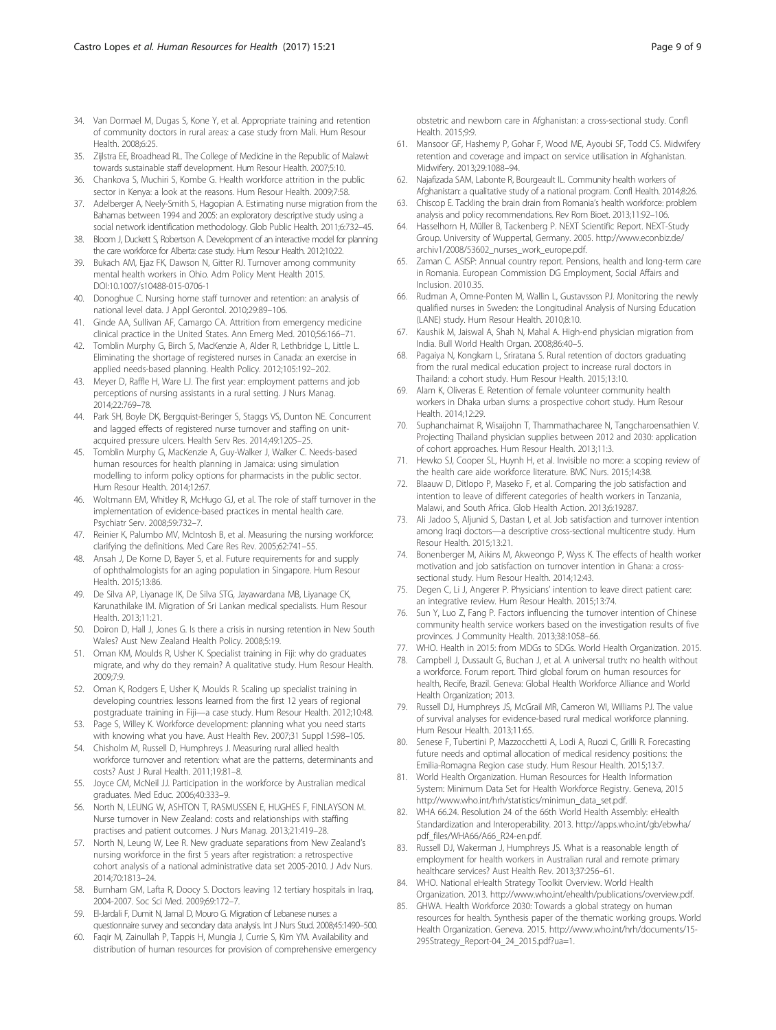34. Van Dormael M, Dugas S, Kone Y, et al. Appropriate training and retention of community doctors in rural areas: a case study from Mali. Hum Resour Health. 2008;6:25.
35. Zijlstra EE, Broadhead RL. The College of Medicine in the Republic of Malawi: towards sustainable staff development. Hum Resour Health. 2007;5:10.
36. Chankova S, Muchiri S, Kombe G. Health workforce attrition in the public sector in Kenya: a look at the reasons. Hum Resour Health. 2009;7:58.
37. Adelberger A, Neely-Smith S, Hagopian A. Estimating nurse migration from the Bahamas between 1994 and 2005: an exploratory descriptive study using a social network identification methodology. Glob Public Health. 2011;6:732–45.
38. Bloom J, Duckett S, Robertson A. Development of an interactive model for planning the care workforce for Alberta: case study. Hum Resour Health. 2012;10:22.
39. Bukach AM, Ejaz FK, Dawson N, Gitter RJ. Turnover among community mental health workers in Ohio. Adm Policy Ment Health 2015. DOI:10.1007/s10488-015-0706-1
40. Donoghue C. Nursing home staff turnover and retention: an analysis of national level data. J Appl Gerontol. 2010;29:89–106.
41. Ginde AA, Sullivan AF, Camargo CA. Attrition from emergency medicine clinical practice in the United States. Ann Emerg Med. 2010;56:166–71.
42. Tomblin Murphy G, Birch S, MacKenzie A, Alder R, Lethbridge L, Little L. Eliminating the shortage of registered nurses in Canada: an exercise in applied needs-based planning. Health Policy. 2012;105:192–202.
43. Meyer D, Raffle H, Ware LJ. The first year: employment patterns and job perceptions of nursing assistants in a rural setting. J Nurs Manag. 2014;22:769–78.
44. Park SH, Boyle DK, Bergquist-Beringer S, Staggs VS, Dunton NE. Concurrent and lagged effects of registered nurse turnover and staffing on unit-acquired pressure ulcers. Health Serv Res. 2014;49:1205–25.
45. Tomblin Murphy G, MacKenzie A, Guy-Walker J, Walker C. Needs-based human resources for health planning in Jamaica: using simulation modelling to inform policy options for pharmacists in the public sector. Hum Resour Health. 2014;12:67.
46. Woltmann EM, Whitley R, McHugo GJ, et al. The role of staff turnover in the implementation of evidence-based practices in mental health care. Psychiatr Serv. 2008;59:732–7.
47. Reinier K, Palumbo MV, McIntosh B, et al. Measuring the nursing workforce: clarifying the definitions. Med Care Res Rev. 2005;62:741–55.
48. Ansah J, De Korne D, Bayer S, et al. Future requirements for and supply of ophthalmologists for an aging population in Singapore. Hum Resour Health. 2015;13:86.
49. De Silva AP, Liyanage IK, De Silva STG, Jayawardana MB, Liyanage CK, Karunathilake IM. Migration of Sri Lankan medical specialists. Hum Resour Health. 2013;11:21.
50. Doiron D, Hall J, Jones G. Is there a crisis in nursing retention in New South Wales? Aust New Zealand Health Policy. 2008;5:19.
51. Oman KM, Moulds R, Usher K. Specialist training in Fiji: why do graduates migrate, and why do they remain? A qualitative study. Hum Resour Health. 2009;7:9.
52. Oman K, Rodgers E, Usher K, Moulds R. Scaling up specialist training in developing countries: lessons learned from the first 12 years of regional postgraduate training in Fiji—a case study. Hum Resour Health. 2012;10:48.
53. Page S, Willey K. Workforce development: planning what you need starts with knowing what you have. Aust Health Rev. 2007;31 Suppl 1:S98–105.
54. Chisholm M, Russell D, Humphreys J. Measuring rural allied health workforce turnover and retention: what are the patterns, determinants and costs? Aust J Rural Health. 2011;19:81–8.
55. Joyce CM, McNeil JJ. Participation in the workforce by Australian medical graduates. Med Educ. 2006;40:333–9.
56. North N, LEUNG W, ASHTON T, RASMUSSEN E, HUGHES F, FINLAYSON M. Nurse turnover in New Zealand: costs and relationships with staffing practises and patient outcomes. J Nurs Manag. 2013;21:419–28.
57. North N, Leung W, Lee R. New graduate separations from New Zealand's nursing workforce in the first 5 years after registration: a retrospective cohort analysis of a national administrative data set 2005-2010. J Adv Nurs. 2014;70:1813–24.
58. Burnham GM, Lafta R, Doocy S. Doctors leaving 12 tertiary hospitals in Iraq, 2004-2007. Soc Sci Med. 2009;69:172–7.
59. El-Jardali F, Dumit N, Jamal D, Mouro G. Migration of Lebanese nurses: a questionnaire survey and secondary data analysis. Int J Nurs Stud. 2008;45:1490–500.
60. Faqir M, Zainullah P, Tappis H, Mungia J, Currie S, Kim YM. Availability and distribution of human resources for provision of comprehensive emergency obstetric and newborn care in Afghanistan: a cross-sectional study. Confl Health. 2015;9:9.
61. Mansoor GF, Hashemy P, Gohar F, Wood ME, Ayoubi SF, Todd CS. Midwifery retention and coverage and impact on service utilisation in Afghanistan. Midwifery. 2013;29:1088–94.
62. Najafizada SAM, Labonte R, Bourgeault IL. Community health workers of Afghanistan: a qualitative study of a national program. Confl Health. 2014;8:26.
63. Chiscop E. Tackling the brain drain from Romania's health workforce: problem analysis and policy recommendations. Rev Rom Bioet. 2013;11:92–106.
64. Hasselhorn H, Müller B, Tackenberg P. NEXT Scientific Report. NEXT-Study Group. University of Wuppertal, Germany. 2005. http://www.econbiz.de/archiv1/2008/53602_nurses_work_europe.pdf.
65. Zaman C. ASISP: Annual country report. Pensions, health and long-term care in Romania. European Commission DG Employment, Social Affairs and Inclusion. 2010.35.
66. Rudman A, Omne-Ponten M, Wallin L, Gustavsson PJ. Monitoring the newly qualified nurses in Sweden: the Longitudinal Analysis of Nursing Education (LANE) study. Hum Resour Health. 2010;8:10.
67. Kaushik M, Jaiswal A, Shah N, Mahal A. High-end physician migration from India. Bull World Health Organ. 2008;86:40–5.
68. Pagaiya N, Kongkam L, Sriratana S. Rural retention of doctors graduating from the rural medical education project to increase rural doctors in Thailand: a cohort study. Hum Resour Health. 2015;13:10.
69. Alam K, Oliveras E. Retention of female volunteer community health workers in Dhaka urban slums: a prospective cohort study. Hum Resour Health. 2014;12:29.
70. Suphanchaimat R, Wisaijohn T, Thammathacharee N, Tangcharoensathien V. Projecting Thailand physician supplies between 2012 and 2030: application of cohort approaches. Hum Resour Health. 2013;11:3.
71. Hewko SJ, Cooper SL, Huynh H, et al. Invisible no more: a scoping review of the health care aide workforce literature. BMC Nurs. 2015;14:38.
72. Blaauw D, Ditlopo P, Maseko F, et al. Comparing the job satisfaction and intention to leave of different categories of health workers in Tanzania, Malawi, and South Africa. Glob Health Action. 2013;6:19287.
73. Ali Jadoo S, Aljunid S, Dastan I, et al. Job satisfaction and turnover intention among Iraqi doctors—a descriptive cross-sectional multicentre study. Hum Resour Health. 2015;13:21.
74. Bonenberger M, Aikins M, Akweongo P, Wyss K. The effects of health worker motivation and job satisfaction on turnover intention in Ghana: a cross-sectional study. Hum Resour Health. 2014;12:43.
75. Degen C, Li J, Angerer P. Physicians' intention to leave direct patient care: an integrative review. Hum Resour Health. 2015;13:74.
76. Sun Y, Luo Z, Fang P. Factors influencing the turnover intention of Chinese community health service workers based on the investigation results of five provinces. J Community Health. 2013;38:1058–66.
77. WHO. Health in 2015: from MDGs to SDGs. World Health Organization. 2015.
78. Campbell J, Dussault G, Buchan J, et al. A universal truth: no health without a workforce. Forum report. Third global forum on human resources for health, Recife, Brazil. Geneva: Global Health Workforce Alliance and World Health Organization; 2013.
79. Russell DJ, Humphreys JS, McGrail MR, Cameron WI, Williams PJ. The value of survival analyses for evidence-based rural medical workforce planning. Hum Resour Health. 2013;11:65.
80. Senese F, Tubertini P, Mazzocchetti A, Lodi A, Ruozi C, Grilli R. Forecasting future needs and optimal allocation of medical residency positions: the Emilia-Romagna Region case study. Hum Resour Health. 2015;13:7.
81. World Health Organization. Human Resources for Health Information System: Minimum Data Set for Health Workforce Registry. Geneva, 2015 http://www.who.int/hrh/statistics/minimun_data_set.pdf.
82. WHA 66.24. Resolution 24 of the 66th World Health Assembly: eHealth Standardization and Interoperability. 2013. http://apps.who.int/gb/ebwha/pdf_files/WHA66/A66_R24-en.pdf.
83. Russell DJ, Wakerman J, Humphreys JS. What is a reasonable length of employment for health workers in Australian rural and remote primary healthcare services? Aust Health Rev. 2013;37:256–61.
84. WHO. National eHealth Strategy Toolkit Overview. World Health Organization. 2013. http://www.who.int/ehealth/publications/overview.pdf.
85. GHWA. Health Workforce 2030: Towards a global strategy on human resources for health. Synthesis paper of the thematic working groups. World Health Organization. Geneva. 2015. http://www.who.int/hrh/documents/15-295Strategy_Report-04_24_2015.pdf?ua=1.